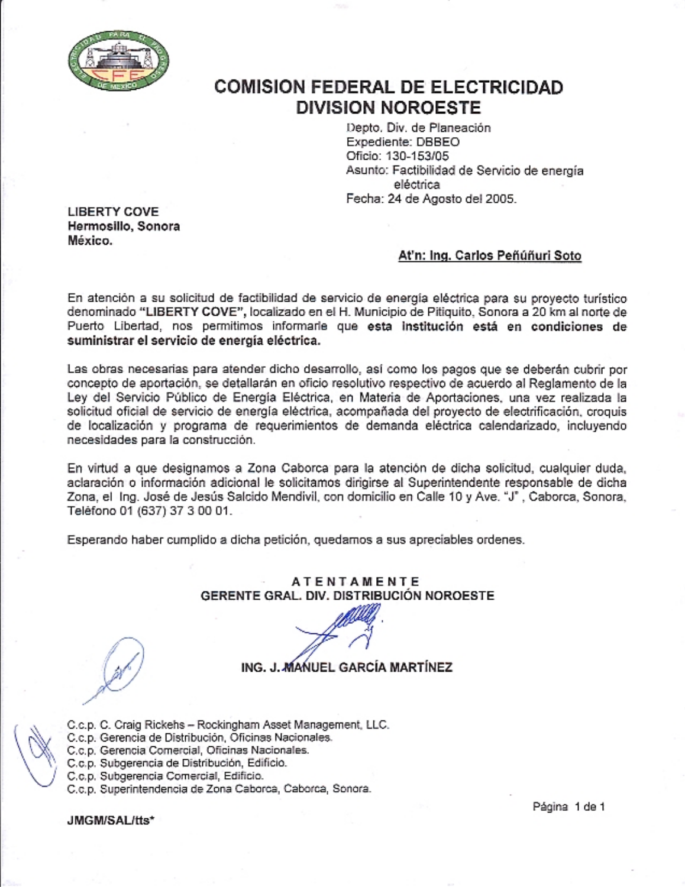# COMISION FEDERAL DE ELECTRICIDAD
## DIVISION NOROESTE

Depto. Div. de Planeación
Expediente: DBBEO
Oficio: 130-153/05
Asunto: Factibilidad de Servicio de energía eléctrica
Fecha: 24 de Agosto del 2005.

**LIBERTY COVE**
**Hermosillo, Sonora**
**México.**

**At'n: Ing. Carlos Peñúñuri Soto**

En atención a su solicitud de factibilidad de servicio de energía eléctrica para su proyecto turístico denominado **"LIBERTY COVE",** localizado en el H. Municipio de Pitiquito, Sonora a 20 km al norte de Puerto Libertad, nos permitimos informarle que **esta Institución está en condiciones de suministrar el servicio de energía eléctrica.**

Las obras necesarias para atender dicho desarrollo, así como los pagos que se deberán cubrir por concepto de aportación, se detallarán en oficio resolutivo respectivo de acuerdo al Reglamento de la Ley del Servicio Público de Energía Eléctrica, en Materia de Aportaciones, una vez realizada la solicitud oficial de servicio de energía eléctrica, acompañada del proyecto de electrificación, croquis de localización y programa de requerimientos de demanda eléctrica calendarizado, incluyendo necesidades para la construcción.

En virtud a que designamos a Zona Caborca para la atención de dicha solicitud, cualquier duda, aclaración o información adicional le solicitamos dirigirse al Superintendente responsable de dicha Zona, el Ing. José de Jesús Salcido Mendivil, con domicilio en Calle 10 y Ave. "J" , Caborca, Sonora, Teléfono 01 (637) 37 3 00 01.

Esperando haber cumplido a dicha petición, quedamos a sus apreciables ordenes.

**ATENTAMENTE**
**GERENTE GRAL. DIV. DISTRIBUCIÓN NOROESTE**

**ING. J. MANUEL GARCÍA MARTÍNEZ**

C.c.p. C. Craig Rickehs – Rockingham Asset Management, LLC.
C.c.p. Gerencia de Distribución, Oficinas Nacionales.
C.c.p. Gerencia Comercial, Oficinas Nacionales.
C.c.p. Subgerencia de Distribución, Edificio.
C.c.p. Subgerencia Comercial, Edificio.
C.c.p. Superintendencia de Zona Caborca, Caborca, Sonora.

**JMGM/SAL/tts***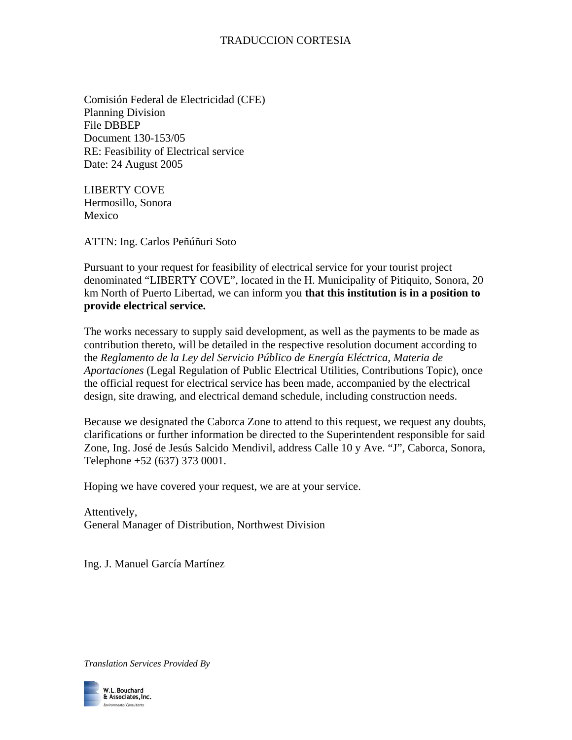TRADUCCION CORTESIA

Comisión Federal de Electricidad (CFE)
Planning Division
File DBBEP
Document 130-153/05
RE: Feasibility of Electrical service
Date: 24 August 2005

LIBERTY COVE
Hermosillo, Sonora
Mexico

ATTN: Ing. Carlos Peñúñuri Soto

Pursuant to your request for feasibility of electrical service for your tourist project denominated "LIBERTY COVE", located in the H. Municipality of Pitiquito, Sonora, 20 km North of Puerto Libertad, we can inform you **that this institution is in a position to provide electrical service.**

The works necessary to supply said development, as well as the payments to be made as contribution thereto, will be detailed in the respective resolution document according to the *Reglamento de la Ley del Servicio Público de Energía Eléctrica, Materia de Aportaciones* (Legal Regulation of Public Electrical Utilities, Contributions Topic), once the official request for electrical service has been made, accompanied by the electrical design, site drawing, and electrical demand schedule, including construction needs.

Because we designated the Caborca Zone to attend to this request, we request any doubts, clarifications or further information be directed to the Superintendent responsible for said Zone, Ing. José de Jesús Salcido Mendivil, address Calle 10 y Ave. "J", Caborca, Sonora, Telephone +52 (637) 373 0001.

Hoping we have covered your request, we are at your service.

Attentively,
General Manager of Distribution, Northwest Division

Ing. J. Manuel García Martínez

*Translation Services Provided By*

W.L. Bouchard & Associates, Inc.
Environmental Consultants